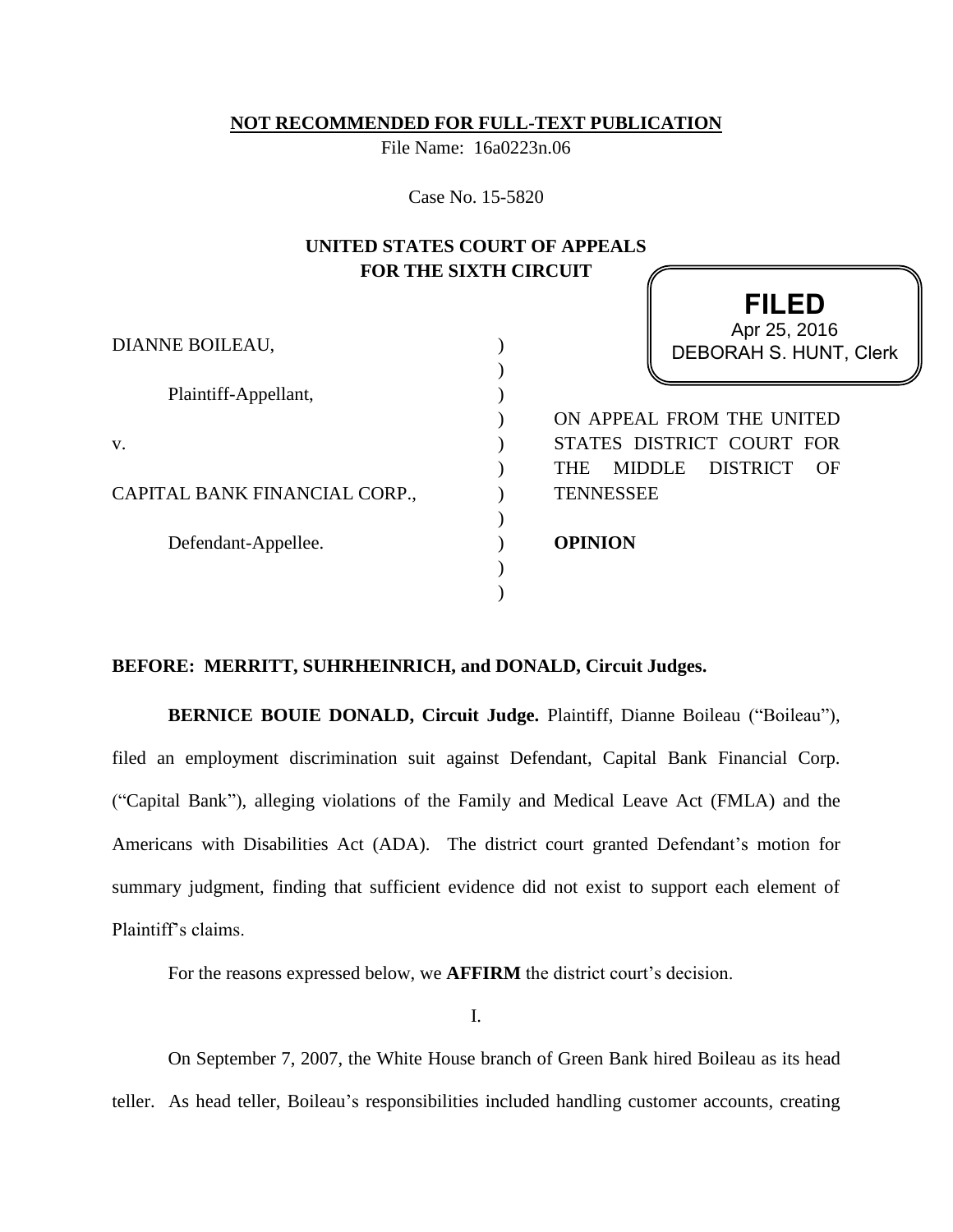**NOT RECOMMENDED FOR FULL-TEXT PUBLICATION**

File Name: 16a0223n.06

Case No. 15-5820

**UNITED STATES COURT OF APPEALS FOR THE SIXTH CIRCUIT**

**FILED**
Apr 25, 2016
DEBORAH S. HUNT, Clerk

DIANNE BOILEAU,

Plaintiff-Appellant,

v.

CAPITAL BANK FINANCIAL CORP.,

Defendant-Appellee.

ON APPEAL FROM THE UNITED STATES DISTRICT COURT FOR THE MIDDLE DISTRICT OF TENNESSEE

**OPINION**

**BEFORE: MERRITT, SUHRHEINRICH, and DONALD, Circuit Judges.**

**BERNICE BOUIE DONALD, Circuit Judge.** Plaintiff, Dianne Boileau ("Boileau"), filed an employment discrimination suit against Defendant, Capital Bank Financial Corp. ("Capital Bank"), alleging violations of the Family and Medical Leave Act (FMLA) and the Americans with Disabilities Act (ADA). The district court granted Defendant's motion for summary judgment, finding that sufficient evidence did not exist to support each element of Plaintiff's claims.

For the reasons expressed below, we **AFFIRM** the district court's decision.

I.

On September 7, 2007, the White House branch of Green Bank hired Boileau as its head teller. As head teller, Boileau's responsibilities included handling customer accounts, creating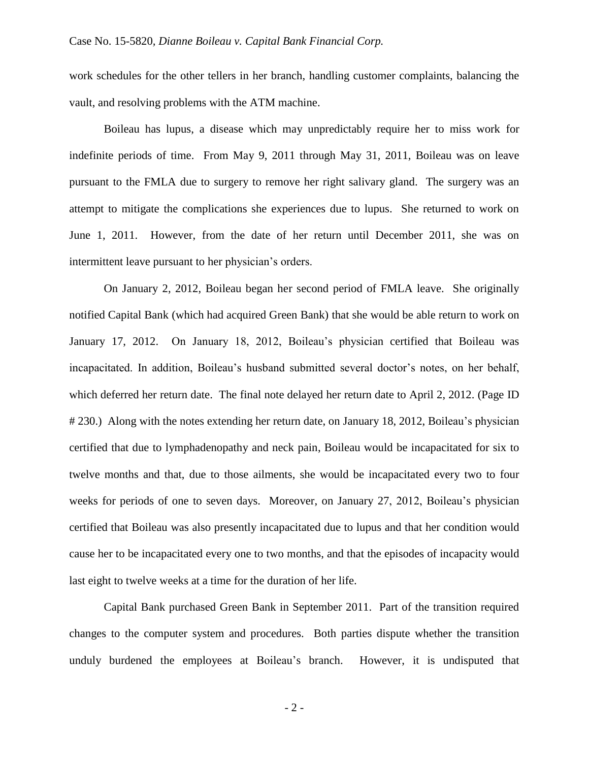work schedules for the other tellers in her branch, handling customer complaints, balancing the vault, and resolving problems with the ATM machine.

Boileau has lupus, a disease which may unpredictably require her to miss work for indefinite periods of time. From May 9, 2011 through May 31, 2011, Boileau was on leave pursuant to the FMLA due to surgery to remove her right salivary gland. The surgery was an attempt to mitigate the complications she experiences due to lupus. She returned to work on June 1, 2011. However, from the date of her return until December 2011, she was on intermittent leave pursuant to her physician's orders.

On January 2, 2012, Boileau began her second period of FMLA leave. She originally notified Capital Bank (which had acquired Green Bank) that she would be able return to work on January 17, 2012. On January 18, 2012, Boileau's physician certified that Boileau was incapacitated. In addition, Boileau's husband submitted several doctor's notes, on her behalf, which deferred her return date. The final note delayed her return date to April 2, 2012. (Page ID # 230.) Along with the notes extending her return date, on January 18, 2012, Boileau's physician certified that due to lymphadenopathy and neck pain, Boileau would be incapacitated for six to twelve months and that, due to those ailments, she would be incapacitated every two to four weeks for periods of one to seven days. Moreover, on January 27, 2012, Boileau's physician certified that Boileau was also presently incapacitated due to lupus and that her condition would cause her to be incapacitated every one to two months, and that the episodes of incapacity would last eight to twelve weeks at a time for the duration of her life.

Capital Bank purchased Green Bank in September 2011. Part of the transition required changes to the computer system and procedures. Both parties dispute whether the transition unduly burdened the employees at Boileau's branch. However, it is undisputed that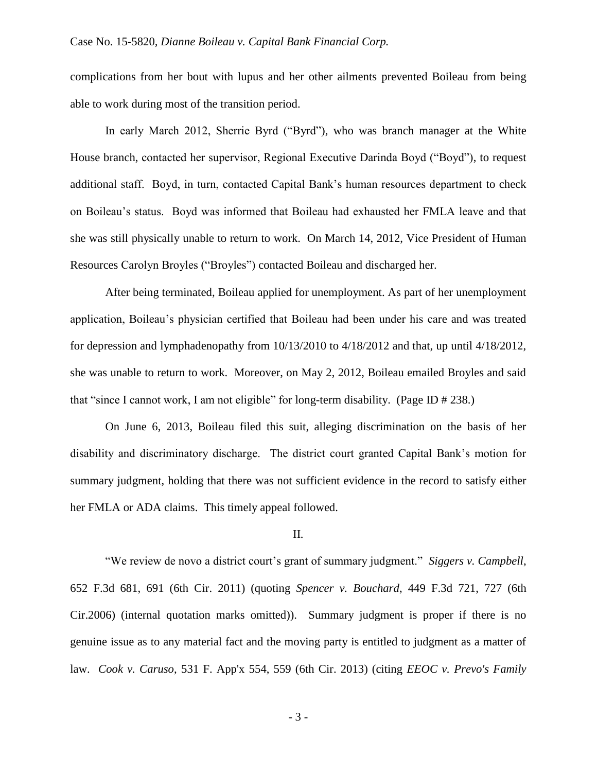complications from her bout with lupus and her other ailments prevented Boileau from being able to work during most of the transition period.

In early March 2012, Sherrie Byrd ("Byrd"), who was branch manager at the White House branch, contacted her supervisor, Regional Executive Darinda Boyd ("Boyd"), to request additional staff. Boyd, in turn, contacted Capital Bank's human resources department to check on Boileau's status. Boyd was informed that Boileau had exhausted her FMLA leave and that she was still physically unable to return to work. On March 14, 2012, Vice President of Human Resources Carolyn Broyles ("Broyles") contacted Boileau and discharged her.

After being terminated, Boileau applied for unemployment. As part of her unemployment application, Boileau's physician certified that Boileau had been under his care and was treated for depression and lymphadenopathy from 10/13/2010 to 4/18/2012 and that, up until 4/18/2012, she was unable to return to work. Moreover, on May 2, 2012, Boileau emailed Broyles and said that "since I cannot work, I am not eligible" for long-term disability. (Page ID # 238.)

On June 6, 2013, Boileau filed this suit, alleging discrimination on the basis of her disability and discriminatory discharge. The district court granted Capital Bank's motion for summary judgment, holding that there was not sufficient evidence in the record to satisfy either her FMLA or ADA claims. This timely appeal followed.

## II.

"We review de novo a district court's grant of summary judgment." *Siggers v. Campbell*, 652 F.3d 681, 691 (6th Cir. 2011) (quoting *Spencer v. Bouchard*, 449 F.3d 721, 727 (6th Cir.2006) (internal quotation marks omitted)). Summary judgment is proper if there is no genuine issue as to any material fact and the moving party is entitled to judgment as a matter of law. *Cook v. Caruso*, 531 F. App'x 554, 559 (6th Cir. 2013) (citing *EEOC v. Prevo's Family*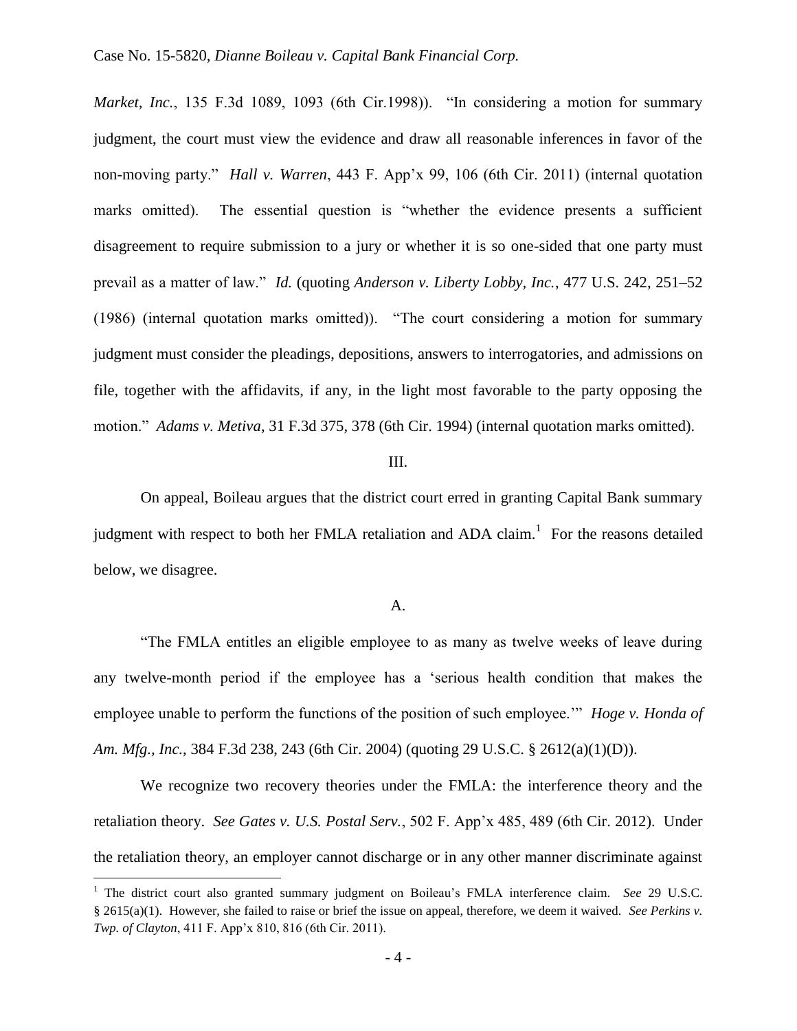*Market, Inc.*, 135 F.3d 1089, 1093 (6th Cir.1998)). "In considering a motion for summary judgment, the court must view the evidence and draw all reasonable inferences in favor of the non-moving party." *Hall v. Warren*, 443 F. App'x 99, 106 (6th Cir. 2011) (internal quotation marks omitted). The essential question is "whether the evidence presents a sufficient disagreement to require submission to a jury or whether it is so one-sided that one party must prevail as a matter of law." *Id.* (quoting *Anderson v. Liberty Lobby, Inc.*, 477 U.S. 242, 251–52 (1986) (internal quotation marks omitted)). "The court considering a motion for summary judgment must consider the pleadings, depositions, answers to interrogatories, and admissions on file, together with the affidavits, if any, in the light most favorable to the party opposing the motion." *Adams v. Metiva*, 31 F.3d 375, 378 (6th Cir. 1994) (internal quotation marks omitted).

## III.

On appeal, Boileau argues that the district court erred in granting Capital Bank summary judgment with respect to both her FMLA retaliation and ADA claim.[1] For the reasons detailed below, we disagree.

### A.

"The FMLA entitles an eligible employee to as many as twelve weeks of leave during any twelve-month period if the employee has a 'serious health condition that makes the employee unable to perform the functions of the position of such employee.'" *Hoge v. Honda of Am. Mfg., Inc.*, 384 F.3d 238, 243 (6th Cir. 2004) (quoting 29 U.S.C. § 2612(a)(1)(D)).

We recognize two recovery theories under the FMLA: the interference theory and the retaliation theory. *See Gates v. U.S. Postal Serv.*, 502 F. App'x 485, 489 (6th Cir. 2012). Under the retaliation theory, an employer cannot discharge or in any other manner discriminate against

---

[1] The district court also granted summary judgment on Boileau's FMLA interference claim. *See* 29 U.S.C. § 2615(a)(1). However, she failed to raise or brief the issue on appeal, therefore, we deem it waived. *See Perkins v. Twp. of Clayton*, 411 F. App'x 810, 816 (6th Cir. 2011).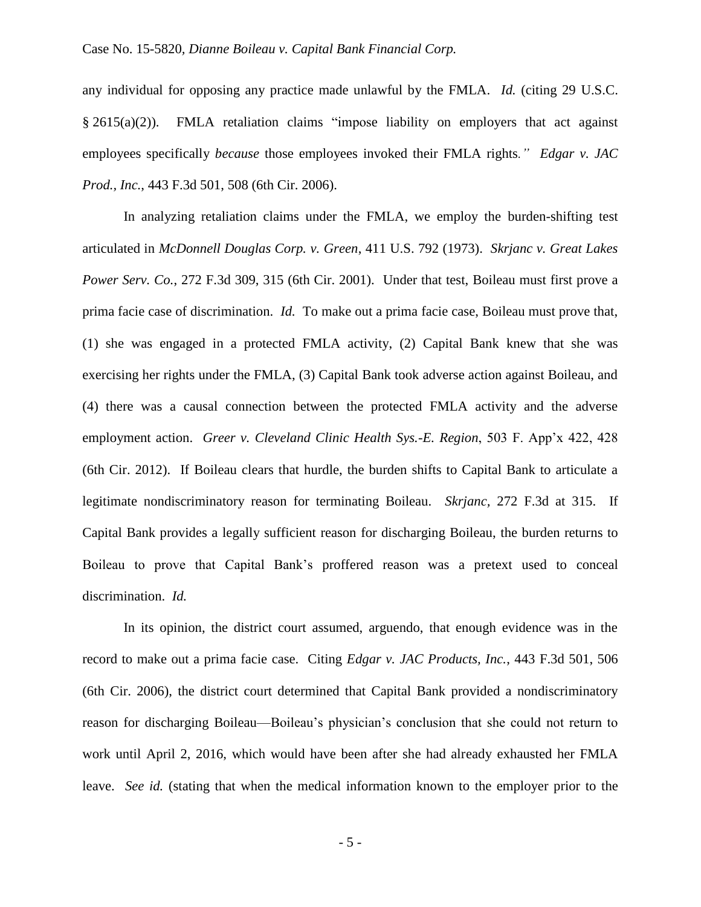any individual for opposing any practice made unlawful by the FMLA. *Id.* (citing 29 U.S.C. § 2615(a)(2)). FMLA retaliation claims "impose liability on employers that act against employees specifically *because* those employees invoked their FMLA rights." *Edgar v. JAC Prod., Inc.*, 443 F.3d 501, 508 (6th Cir. 2006).

In analyzing retaliation claims under the FMLA, we employ the burden-shifting test articulated in *McDonnell Douglas Corp. v. Green*, 411 U.S. 792 (1973). *Skrjanc v. Great Lakes Power Serv. Co.*, 272 F.3d 309, 315 (6th Cir. 2001). Under that test, Boileau must first prove a prima facie case of discrimination. *Id.* To make out a prima facie case, Boileau must prove that, (1) she was engaged in a protected FMLA activity, (2) Capital Bank knew that she was exercising her rights under the FMLA, (3) Capital Bank took adverse action against Boileau, and (4) there was a causal connection between the protected FMLA activity and the adverse employment action. *Greer v. Cleveland Clinic Health Sys.-E. Region*, 503 F. App'x 422, 428 (6th Cir. 2012). If Boileau clears that hurdle, the burden shifts to Capital Bank to articulate a legitimate nondiscriminatory reason for terminating Boileau. *Skrjanc*, 272 F.3d at 315. If Capital Bank provides a legally sufficient reason for discharging Boileau, the burden returns to Boileau to prove that Capital Bank's proffered reason was a pretext used to conceal discrimination. *Id.*

In its opinion, the district court assumed, arguendo, that enough evidence was in the record to make out a prima facie case. Citing *Edgar v. JAC Products, Inc.*, 443 F.3d 501, 506 (6th Cir. 2006), the district court determined that Capital Bank provided a nondiscriminatory reason for discharging Boileau—Boileau's physician's conclusion that she could not return to work until April 2, 2016, which would have been after she had already exhausted her FMLA leave. *See id.* (stating that when the medical information known to the employer prior to the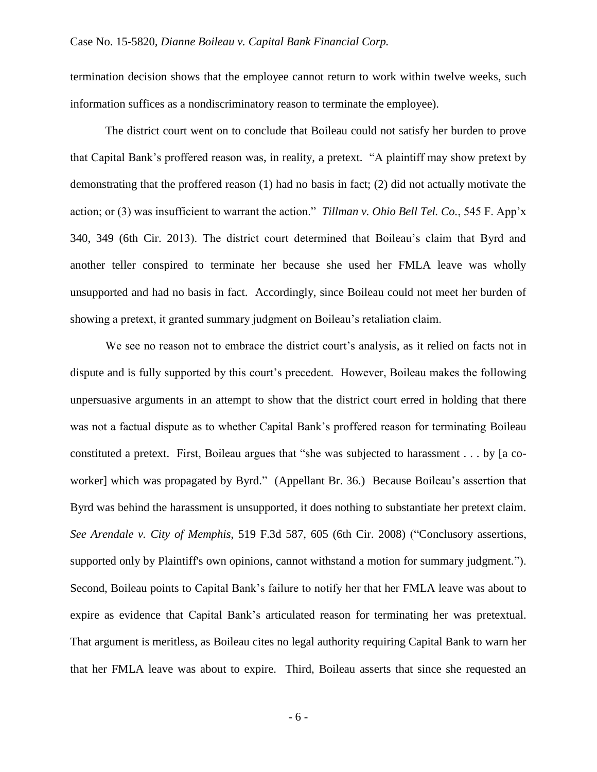termination decision shows that the employee cannot return to work within twelve weeks, such information suffices as a nondiscriminatory reason to terminate the employee).

The district court went on to conclude that Boileau could not satisfy her burden to prove that Capital Bank's proffered reason was, in reality, a pretext. "A plaintiff may show pretext by demonstrating that the proffered reason (1) had no basis in fact; (2) did not actually motivate the action; or (3) was insufficient to warrant the action." *Tillman v. Ohio Bell Tel. Co.*, 545 F. App'x 340, 349 (6th Cir. 2013). The district court determined that Boileau's claim that Byrd and another teller conspired to terminate her because she used her FMLA leave was wholly unsupported and had no basis in fact. Accordingly, since Boileau could not meet her burden of showing a pretext, it granted summary judgment on Boileau's retaliation claim.

We see no reason not to embrace the district court's analysis, as it relied on facts not in dispute and is fully supported by this court's precedent. However, Boileau makes the following unpersuasive arguments in an attempt to show that the district court erred in holding that there was not a factual dispute as to whether Capital Bank's proffered reason for terminating Boileau constituted a pretext. First, Boileau argues that "she was subjected to harassment . . . by [a co-worker] which was propagated by Byrd." (Appellant Br. 36.) Because Boileau's assertion that Byrd was behind the harassment is unsupported, it does nothing to substantiate her pretext claim. *See Arendale v. City of Memphis*, 519 F.3d 587, 605 (6th Cir. 2008) ("Conclusory assertions, supported only by Plaintiff's own opinions, cannot withstand a motion for summary judgment."). Second, Boileau points to Capital Bank's failure to notify her that her FMLA leave was about to expire as evidence that Capital Bank's articulated reason for terminating her was pretextual. That argument is meritless, as Boileau cites no legal authority requiring Capital Bank to warn her that her FMLA leave was about to expire. Third, Boileau asserts that since she requested an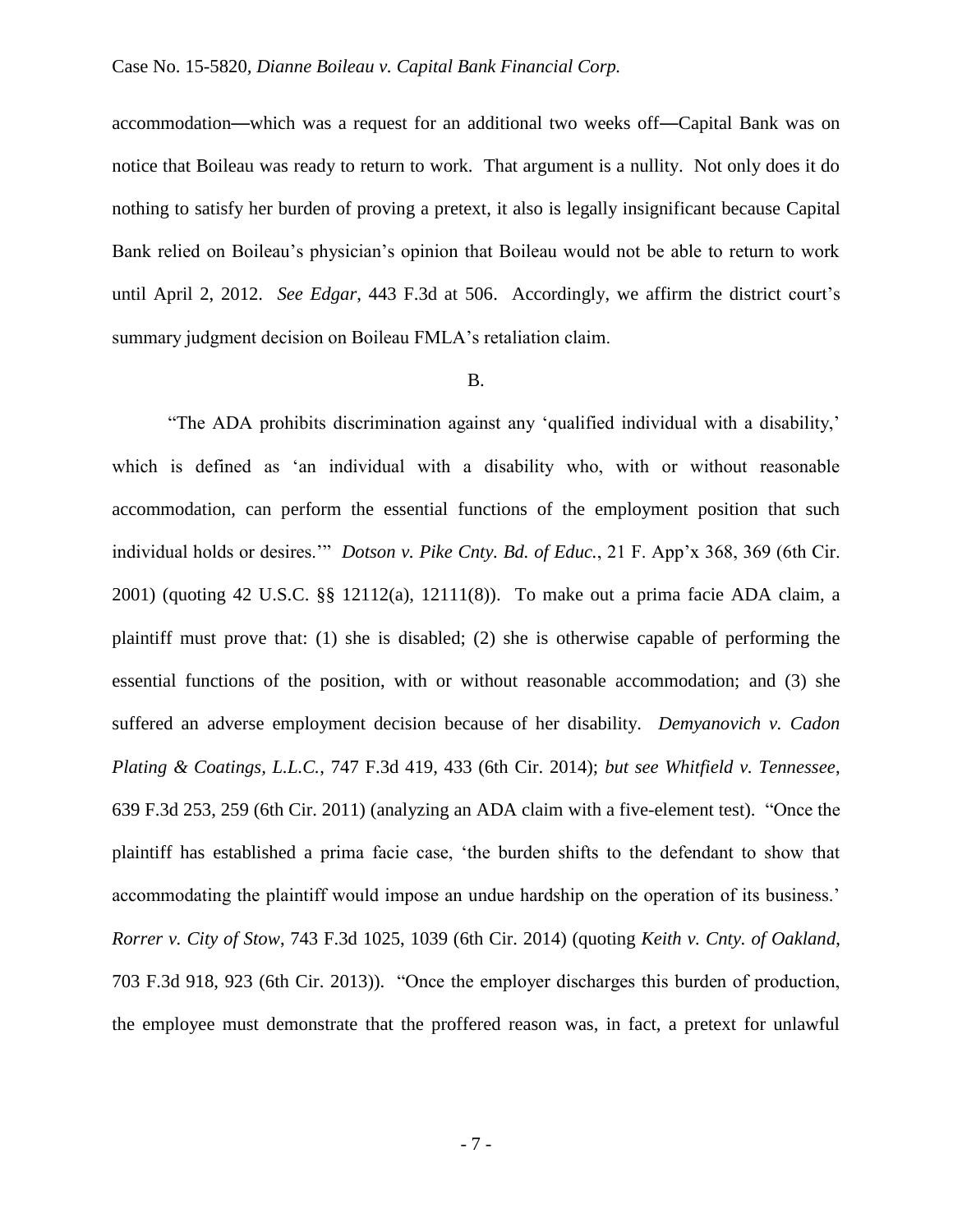accommodation—which was a request for an additional two weeks off—Capital Bank was on notice that Boileau was ready to return to work. That argument is a nullity. Not only does it do nothing to satisfy her burden of proving a pretext, it also is legally insignificant because Capital Bank relied on Boileau's physician's opinion that Boileau would not be able to return to work until April 2, 2012. *See Edgar*, 443 F.3d at 506. Accordingly, we affirm the district court's summary judgment decision on Boileau FMLA's retaliation claim.

B.

"The ADA prohibits discrimination against any 'qualified individual with a disability,' which is defined as 'an individual with a disability who, with or without reasonable accommodation, can perform the essential functions of the employment position that such individual holds or desires.'" *Dotson v. Pike Cnty. Bd. of Educ.*, 21 F. App'x 368, 369 (6th Cir. 2001) (quoting 42 U.S.C. §§ 12112(a), 12111(8)). To make out a prima facie ADA claim, a plaintiff must prove that: (1) she is disabled; (2) she is otherwise capable of performing the essential functions of the position, with or without reasonable accommodation; and (3) she suffered an adverse employment decision because of her disability. *Demyanovich v. Cadon Plating & Coatings, L.L.C.*, 747 F.3d 419, 433 (6th Cir. 2014); *but see Whitfield v. Tennessee*, 639 F.3d 253, 259 (6th Cir. 2011) (analyzing an ADA claim with a five-element test). "Once the plaintiff has established a prima facie case, 'the burden shifts to the defendant to show that accommodating the plaintiff would impose an undue hardship on the operation of its business.' *Rorrer v. City of Stow*, 743 F.3d 1025, 1039 (6th Cir. 2014) (quoting *Keith v. Cnty. of Oakland*, 703 F.3d 918, 923 (6th Cir. 2013)). "Once the employer discharges this burden of production, the employee must demonstrate that the proffered reason was, in fact, a pretext for unlawful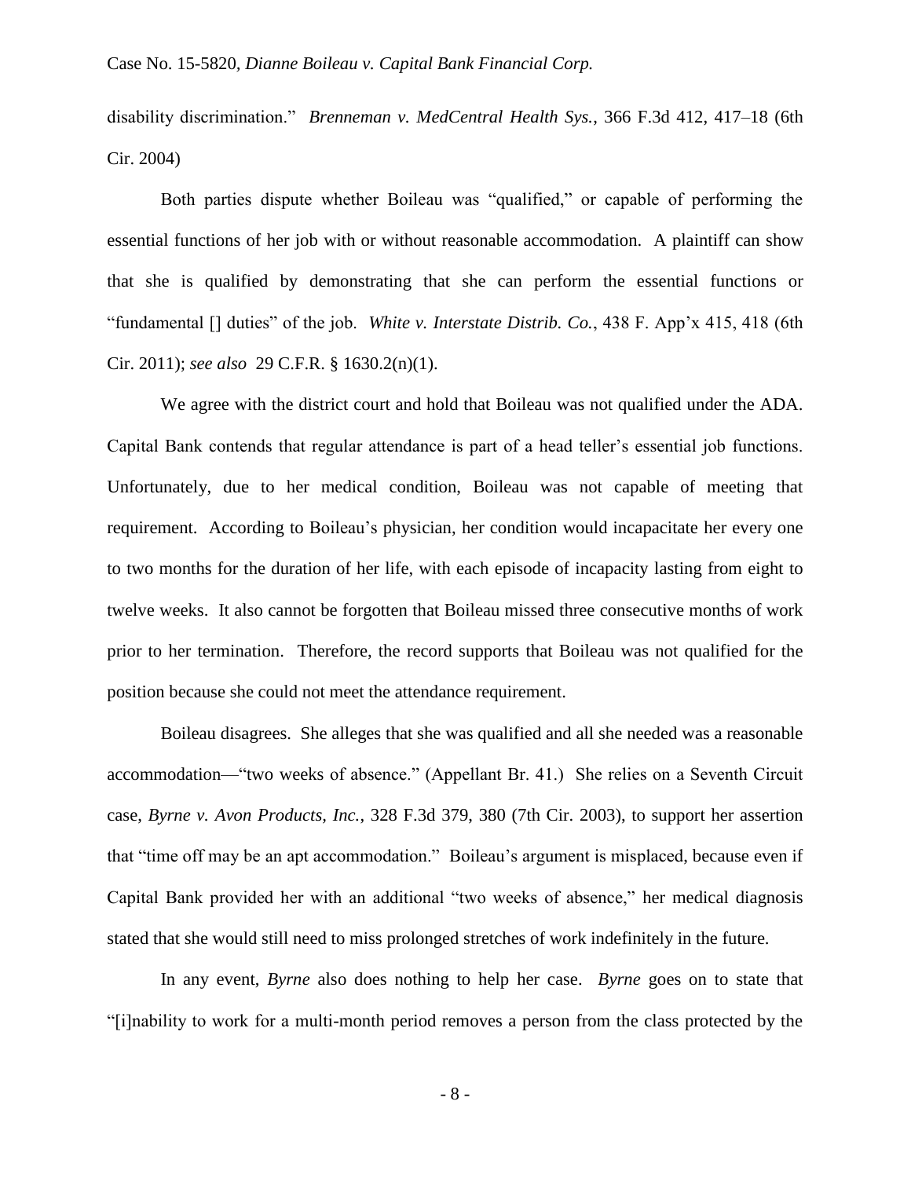disability discrimination." *Brenneman v. MedCentral Health Sys.*, 366 F.3d 412, 417–18 (6th Cir. 2004)

Both parties dispute whether Boileau was "qualified," or capable of performing the essential functions of her job with or without reasonable accommodation. A plaintiff can show that she is qualified by demonstrating that she can perform the essential functions or "fundamental [] duties" of the job. *White v. Interstate Distrib. Co.*, 438 F. App'x 415, 418 (6th Cir. 2011); *see also* 29 C.F.R. § 1630.2(n)(1).

We agree with the district court and hold that Boileau was not qualified under the ADA. Capital Bank contends that regular attendance is part of a head teller's essential job functions. Unfortunately, due to her medical condition, Boileau was not capable of meeting that requirement. According to Boileau's physician, her condition would incapacitate her every one to two months for the duration of her life, with each episode of incapacity lasting from eight to twelve weeks. It also cannot be forgotten that Boileau missed three consecutive months of work prior to her termination. Therefore, the record supports that Boileau was not qualified for the position because she could not meet the attendance requirement.

Boileau disagrees. She alleges that she was qualified and all she needed was a reasonable accommodation—"two weeks of absence." (Appellant Br. 41.) She relies on a Seventh Circuit case, *Byrne v. Avon Products, Inc.*, 328 F.3d 379, 380 (7th Cir. 2003), to support her assertion that "time off may be an apt accommodation." Boileau's argument is misplaced, because even if Capital Bank provided her with an additional "two weeks of absence," her medical diagnosis stated that she would still need to miss prolonged stretches of work indefinitely in the future.

In any event, *Byrne* also does nothing to help her case. *Byrne* goes on to state that "[i]nability to work for a multi-month period removes a person from the class protected by the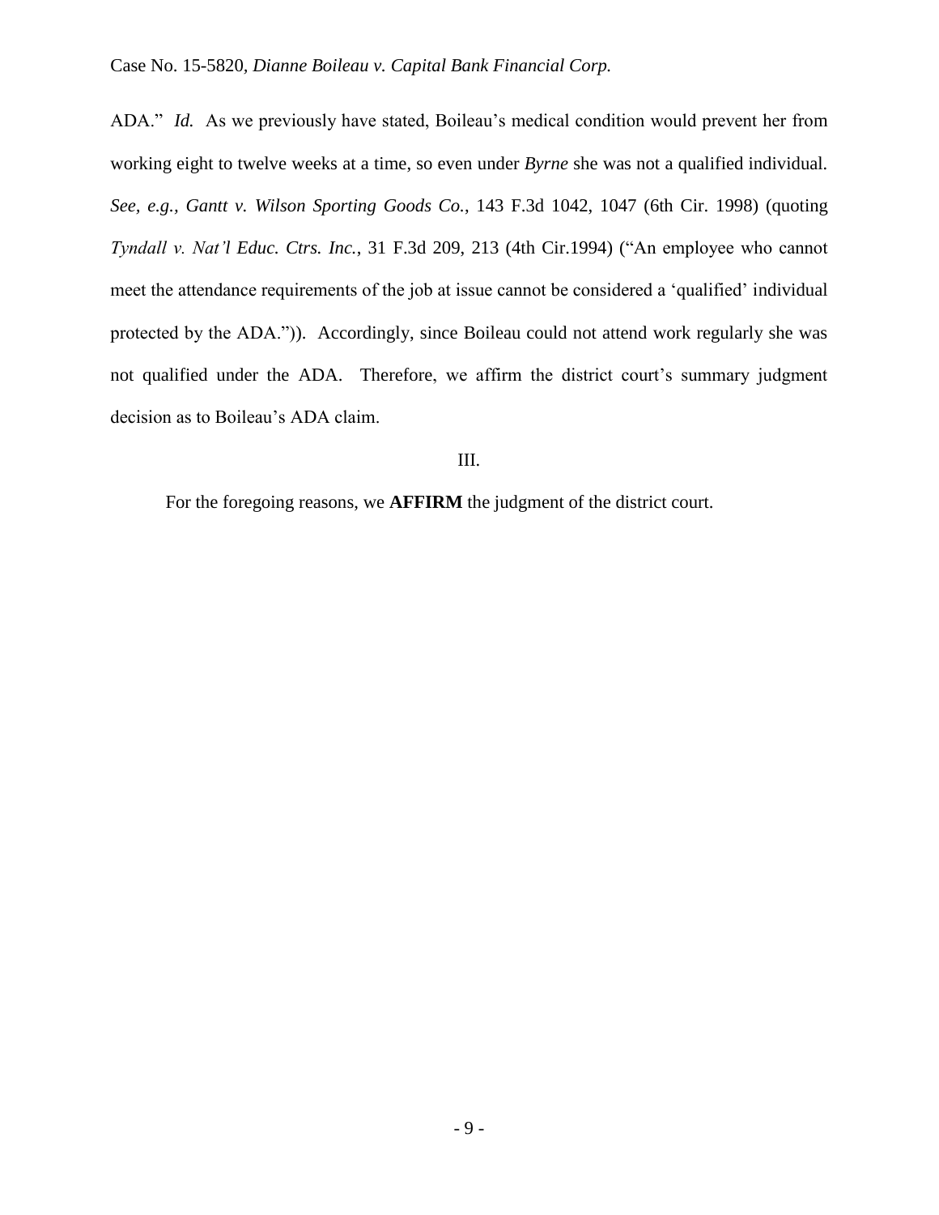ADA." *Id.* As we previously have stated, Boileau's medical condition would prevent her from working eight to twelve weeks at a time, so even under *Byrne* she was not a qualified individual. *See, e.g., Gantt v. Wilson Sporting Goods Co.*, 143 F.3d 1042, 1047 (6th Cir. 1998) (quoting *Tyndall v. Nat'l Educ. Ctrs. Inc.*, 31 F.3d 209, 213 (4th Cir.1994) ("An employee who cannot meet the attendance requirements of the job at issue cannot be considered a 'qualified' individual protected by the ADA.")). Accordingly, since Boileau could not attend work regularly she was not qualified under the ADA. Therefore, we affirm the district court's summary judgment decision as to Boileau's ADA claim.

## III.

For the foregoing reasons, we **AFFIRM** the judgment of the district court.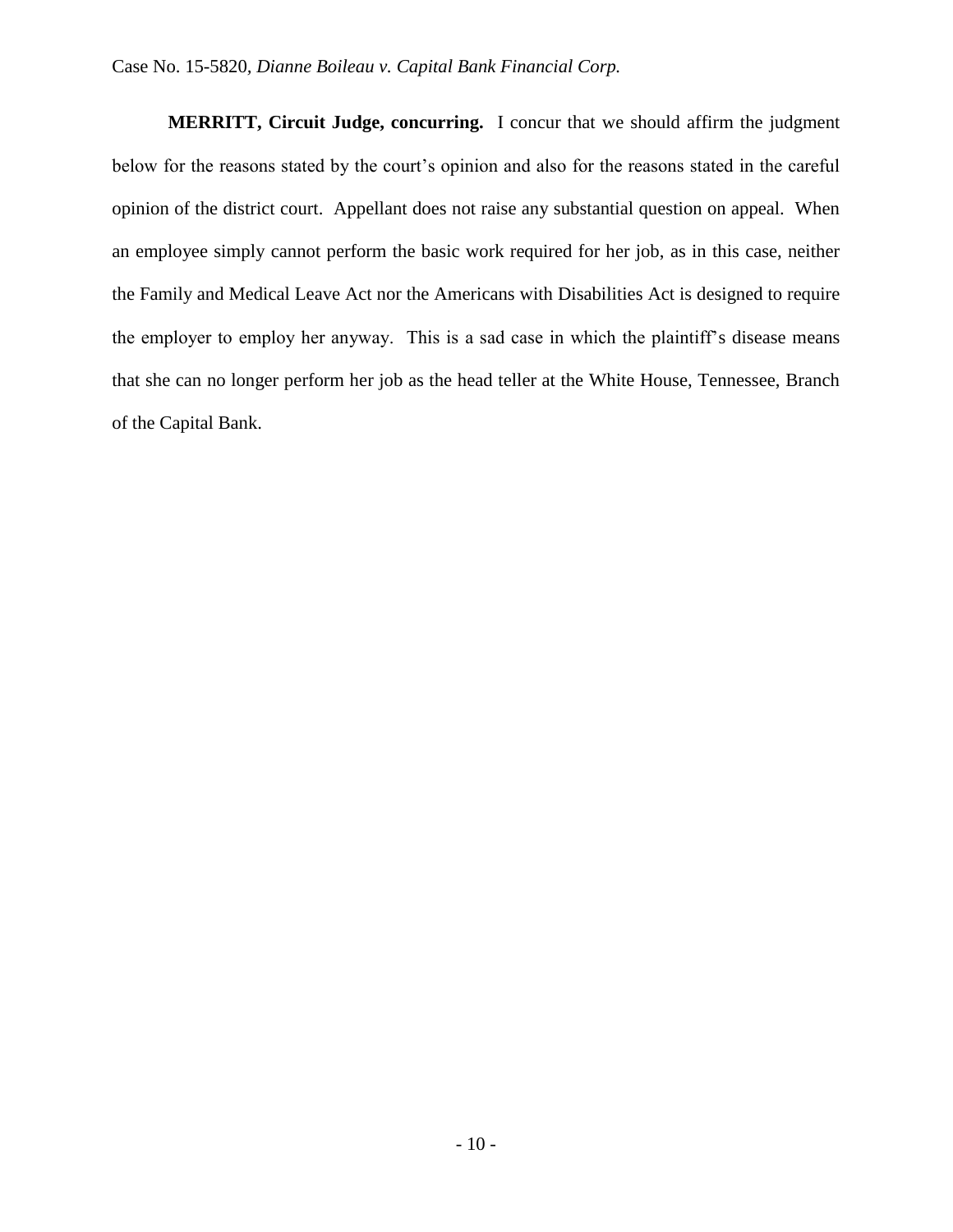**MERRITT, Circuit Judge, concurring.** I concur that we should affirm the judgment below for the reasons stated by the court's opinion and also for the reasons stated in the careful opinion of the district court. Appellant does not raise any substantial question on appeal. When an employee simply cannot perform the basic work required for her job, as in this case, neither the Family and Medical Leave Act nor the Americans with Disabilities Act is designed to require the employer to employ her anyway. This is a sad case in which the plaintiff's disease means that she can no longer perform her job as the head teller at the White House, Tennessee, Branch of the Capital Bank.